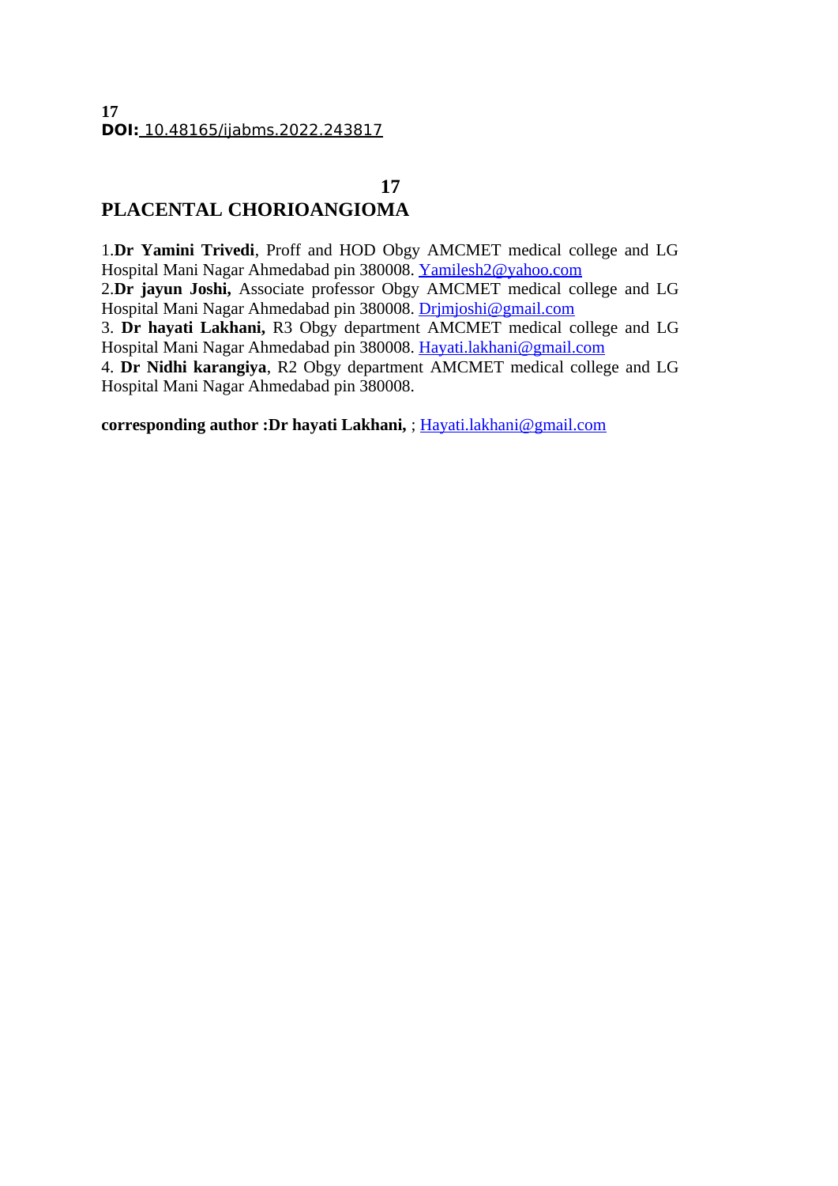17
**DOI:** 10.48165/ijabms.2022.243817

**17**

# PLACENTAL CHORIOANGIOMA

1.**Dr Yamini Trivedi**, Proff and HOD Obgy AMCMET medical college and LG Hospital Mani Nagar Ahmedabad pin 380008. Yamilesh2@yahoo.com
2.**Dr jayun Joshi,** Associate professor Obgy AMCMET medical college and LG Hospital Mani Nagar Ahmedabad pin 380008. Drjmjoshi@gmail.com
3. **Dr hayati Lakhani,** R3 Obgy department AMCMET medical college and LG Hospital Mani Nagar Ahmedabad pin 380008. Hayati.lakhani@gmail.com
4. **Dr Nidhi karangiya**, R2 Obgy department AMCMET medical college and LG Hospital Mani Nagar Ahmedabad pin 380008.

**corresponding author :Dr hayati Lakhani,** ; Hayati.lakhani@gmail.com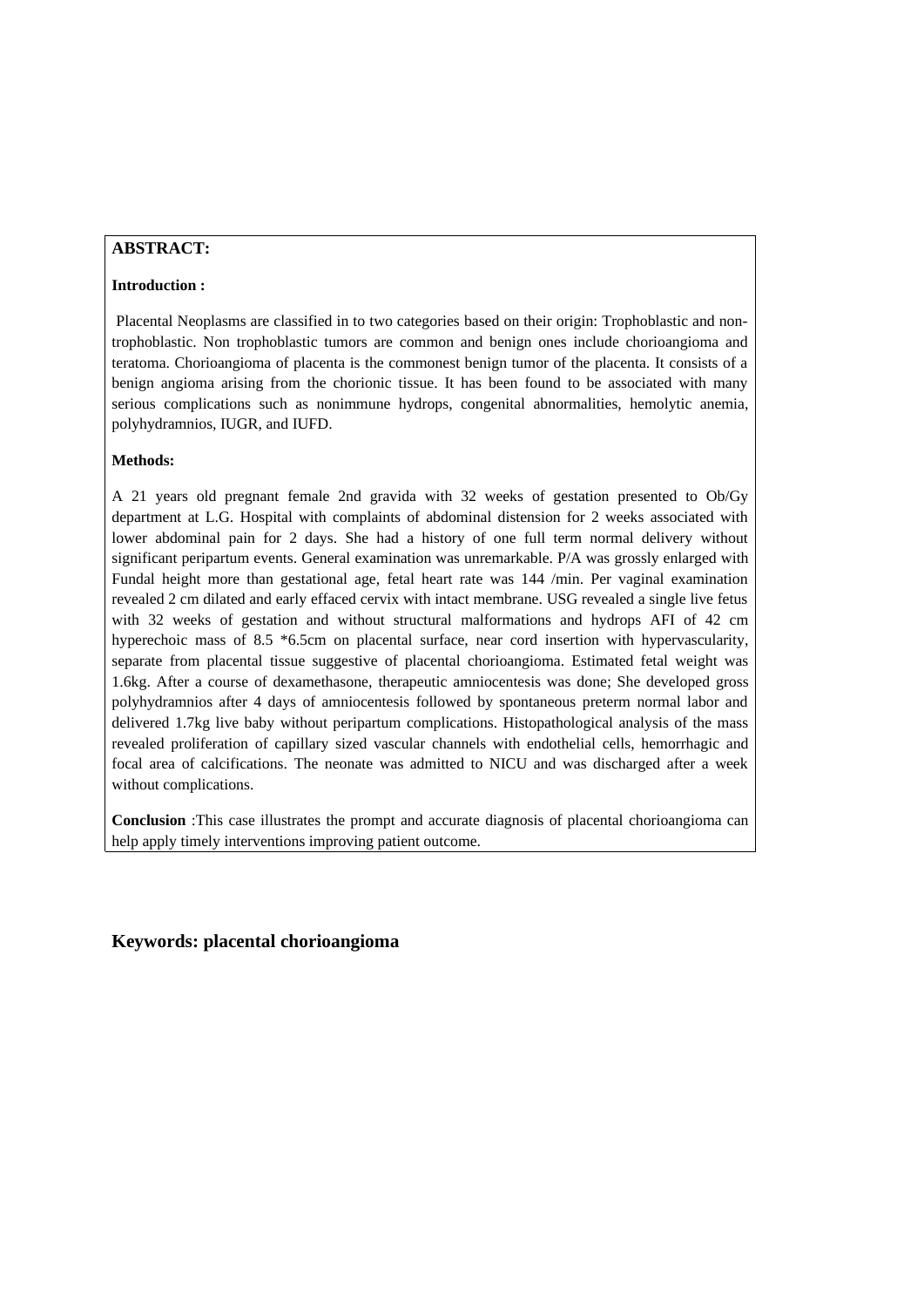## ABSTRACT:

**Introduction :**

Placental Neoplasms are classified in to two categories based on their origin: Trophoblastic and non-trophoblastic. Non trophoblastic tumors are common and benign ones include chorioangioma and teratoma. Chorioangioma of placenta is the commonest benign tumor of the placenta. It consists of a benign angioma arising from the chorionic tissue. It has been found to be associated with many serious complications such as nonimmune hydrops, congenital abnormalities, hemolytic anemia, polyhydramnios, IUGR, and IUFD.

**Methods:**

A 21 years old pregnant female 2nd gravida with 32 weeks of gestation presented to Ob/Gy department at L.G. Hospital with complaints of abdominal distension for 2 weeks associated with lower abdominal pain for 2 days. She had a history of one full term normal delivery without significant peripartum events. General examination was unremarkable. P/A was grossly enlarged with Fundal height more than gestational age, fetal heart rate was 144 /min. Per vaginal examination revealed 2 cm dilated and early effaced cervix with intact membrane. USG revealed a single live fetus with 32 weeks of gestation and without structural malformations and hydrops AFI of 42 cm hyperechoic mass of 8.5 *6.5cm on placental surface, near cord insertion with hypervascularity, separate from placental tissue suggestive of placental chorioangioma. Estimated fetal weight was 1.6kg. After a course of dexamethasone, therapeutic amniocentesis was done; She developed gross polyhydramnios after 4 days of amniocentesis followed by spontaneous preterm normal labor and delivered 1.7kg live baby without peripartum complications. Histopathological analysis of the mass revealed proliferation of capillary sized vascular channels with endothelial cells, hemorrhagic and focal area of calcifications. The neonate was admitted to NICU and was discharged after a week without complications.

**Conclusion** :This case illustrates the prompt and accurate diagnosis of placental chorioangioma can help apply timely interventions improving patient outcome.

**Keywords: placental chorioangioma**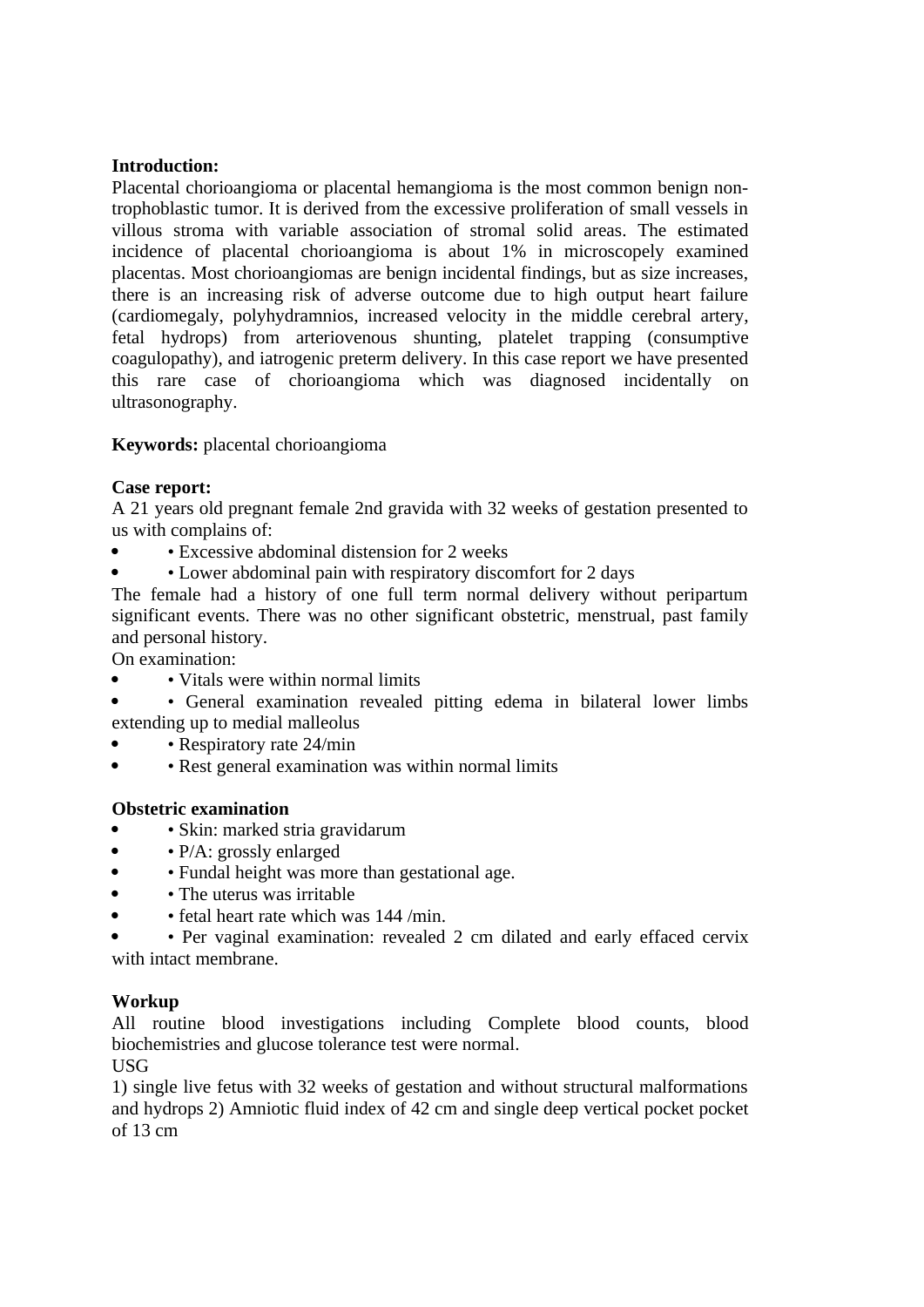**Introduction:**

Placental chorioangioma or placental hemangioma is the most common benign non-trophoblastic tumor. It is derived from the excessive proliferation of small vessels in villous stroma with variable association of stromal solid areas. The estimated incidence of placental chorioangioma is about 1% in microscopely examined placentas. Most chorioangiomas are benign incidental findings, but as size increases, there is an increasing risk of adverse outcome due to high output heart failure (cardiomegaly, polyhydramnios, increased velocity in the middle cerebral artery, fetal hydrops) from arteriovenous shunting, platelet trapping (consumptive coagulopathy), and iatrogenic preterm delivery. In this case report we have presented this rare case of chorioangioma which was diagnosed incidentally on ultrasonography.

**Keywords:** placental chorioangioma

**Case report:**

A 21 years old pregnant female 2nd gravida with 32 weeks of gestation presented to us with complains of:

- • Excessive abdominal distension for 2 weeks
- • Lower abdominal pain with respiratory discomfort for 2 days

The female had a history of one full term normal delivery without peripartum significant events. There was no other significant obstetric, menstrual, past family and personal history.

On examination:

- • Vitals were within normal limits
- • General examination revealed pitting edema in bilateral lower limbs extending up to medial malleolus
- • Respiratory rate 24/min
- • Rest general examination was within normal limits

**Obstetric examination**

- • Skin: marked stria gravidarum
- • P/A: grossly enlarged
- • Fundal height was more than gestational age.
- • The uterus was irritable
- • fetal heart rate which was 144 /min.
- • Per vaginal examination: revealed 2 cm dilated and early effaced cervix with intact membrane.

**Workup**

All routine blood investigations including Complete blood counts, blood biochemistries and glucose tolerance test were normal.

USG

1) single live fetus with 32 weeks of gestation and without structural malformations and hydrops 2) Amniotic fluid index of 42 cm and single deep vertical pocket pocket of 13 cm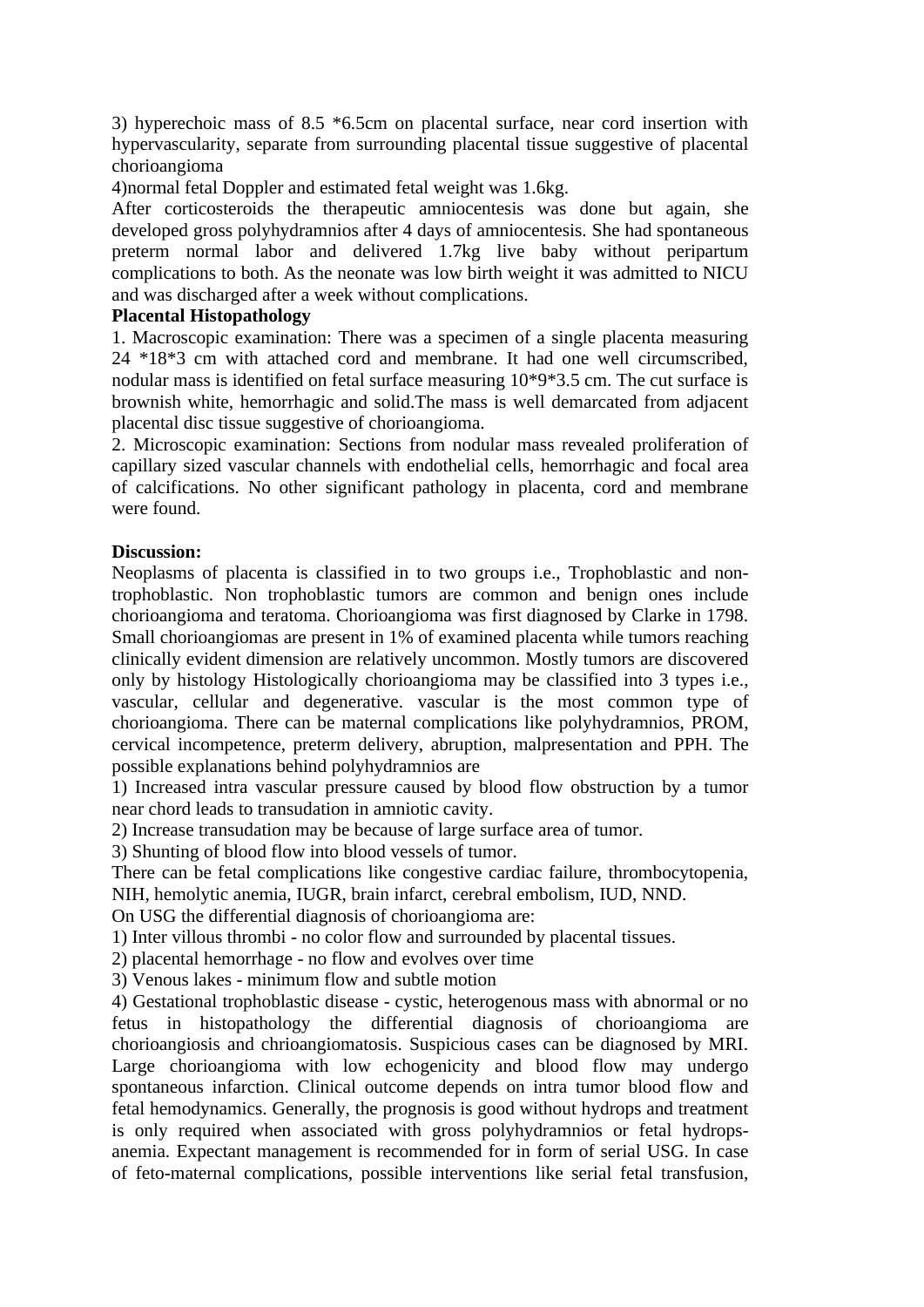3) hyperechoic mass of 8.5 *6.5cm on placental surface, near cord insertion with hypervascularity, separate from surrounding placental tissue suggestive of placental chorioangioma

4)normal fetal Doppler and estimated fetal weight was 1.6kg.

After corticosteroids the therapeutic amniocentesis was done but again, she developed gross polyhydramnios after 4 days of amniocentesis. She had spontaneous preterm normal labor and delivered 1.7kg live baby without peripartum complications to both. As the neonate was low birth weight it was admitted to NICU and was discharged after a week without complications.

**Placental Histopathology**

1. Macroscopic examination: There was a specimen of a single placenta measuring 24 *18*3 cm with attached cord and membrane. It had one well circumscribed, nodular mass is identified on fetal surface measuring 10*9*3.5 cm. The cut surface is brownish white, hemorrhagic and solid.The mass is well demarcated from adjacent placental disc tissue suggestive of chorioangioma.

2. Microscopic examination: Sections from nodular mass revealed proliferation of capillary sized vascular channels with endothelial cells, hemorrhagic and focal area of calcifications. No other significant pathology in placenta, cord and membrane were found.

**Discussion:**

Neoplasms of placenta is classified in to two groups i.e., Trophoblastic and non-trophoblastic. Non trophoblastic tumors are common and benign ones include chorioangioma and teratoma. Chorioangioma was first diagnosed by Clarke in 1798. Small chorioangiomas are present in 1% of examined placenta while tumors reaching clinically evident dimension are relatively uncommon. Mostly tumors are discovered only by histology Histologically chorioangioma may be classified into 3 types i.e., vascular, cellular and degenerative. vascular is the most common type of chorioangioma. There can be maternal complications like polyhydramnios, PROM, cervical incompetence, preterm delivery, abruption, malpresentation and PPH. The possible explanations behind polyhydramnios are

1) Increased intra vascular pressure caused by blood flow obstruction by a tumor near chord leads to transudation in amniotic cavity.

2) Increase transudation may be because of large surface area of tumor.

3) Shunting of blood flow into blood vessels of tumor.

There can be fetal complications like congestive cardiac failure, thrombocytopenia, NIH, hemolytic anemia, IUGR, brain infarct, cerebral embolism, IUD, NND.

On USG the differential diagnosis of chorioangioma are:

1) Inter villous thrombi - no color flow and surrounded by placental tissues.

2) placental hemorrhage - no flow and evolves over time

3) Venous lakes - minimum flow and subtle motion

4) Gestational trophoblastic disease - cystic, heterogenous mass with abnormal or no fetus in histopathology the differential diagnosis of chorioangioma are chorioangiosis and chrioangiomatosis. Suspicious cases can be diagnosed by MRI. Large chorioangioma with low echogenicity and blood flow may undergo spontaneous infarction. Clinical outcome depends on intra tumor blood flow and fetal hemodynamics. Generally, the prognosis is good without hydrops and treatment is only required when associated with gross polyhydramnios or fetal hydrops-anemia. Expectant management is recommended for in form of serial USG. In case of feto-maternal complications, possible interventions like serial fetal transfusion,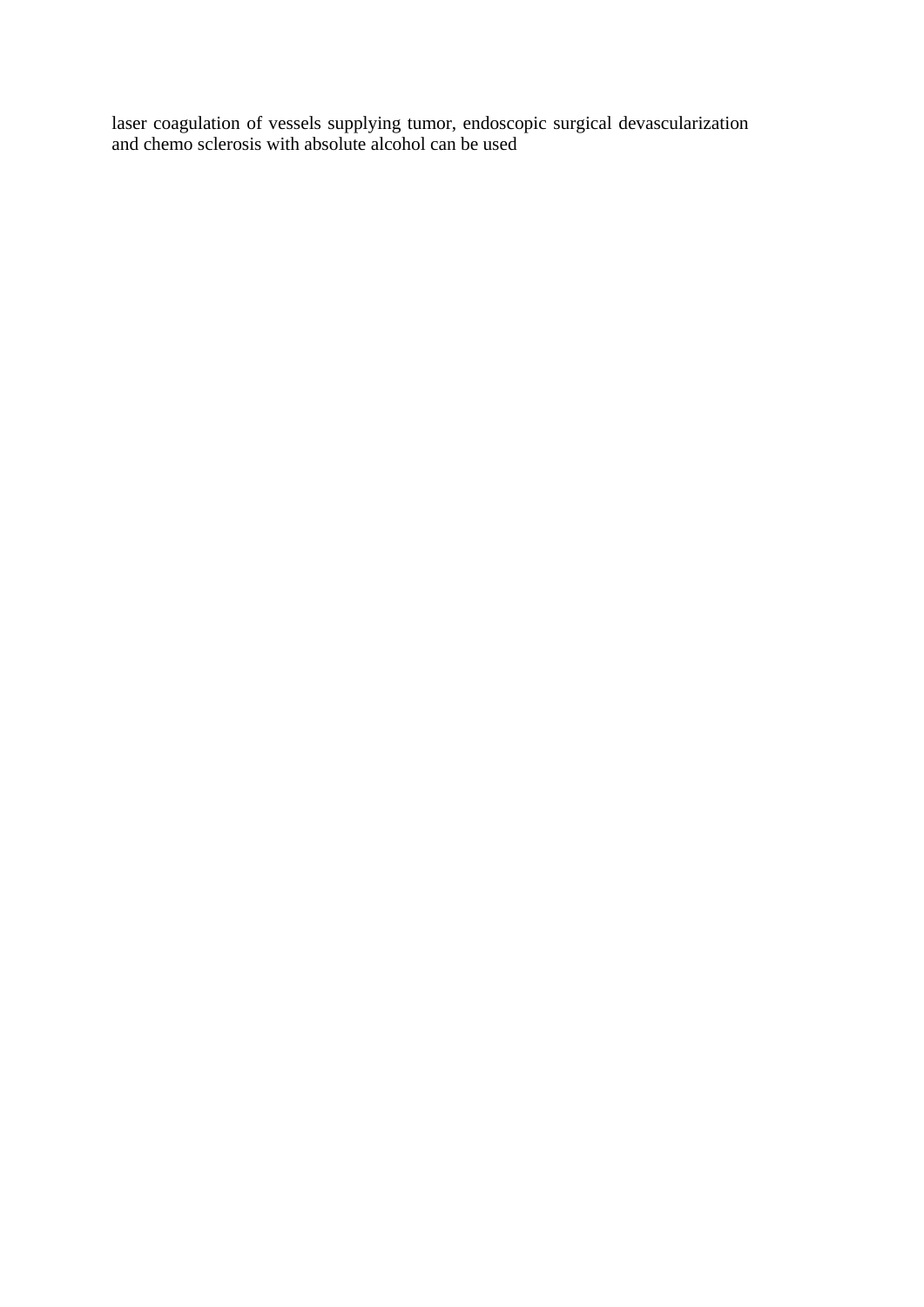laser coagulation of vessels supplying tumor, endoscopic surgical devascularization and chemo sclerosis with absolute alcohol can be used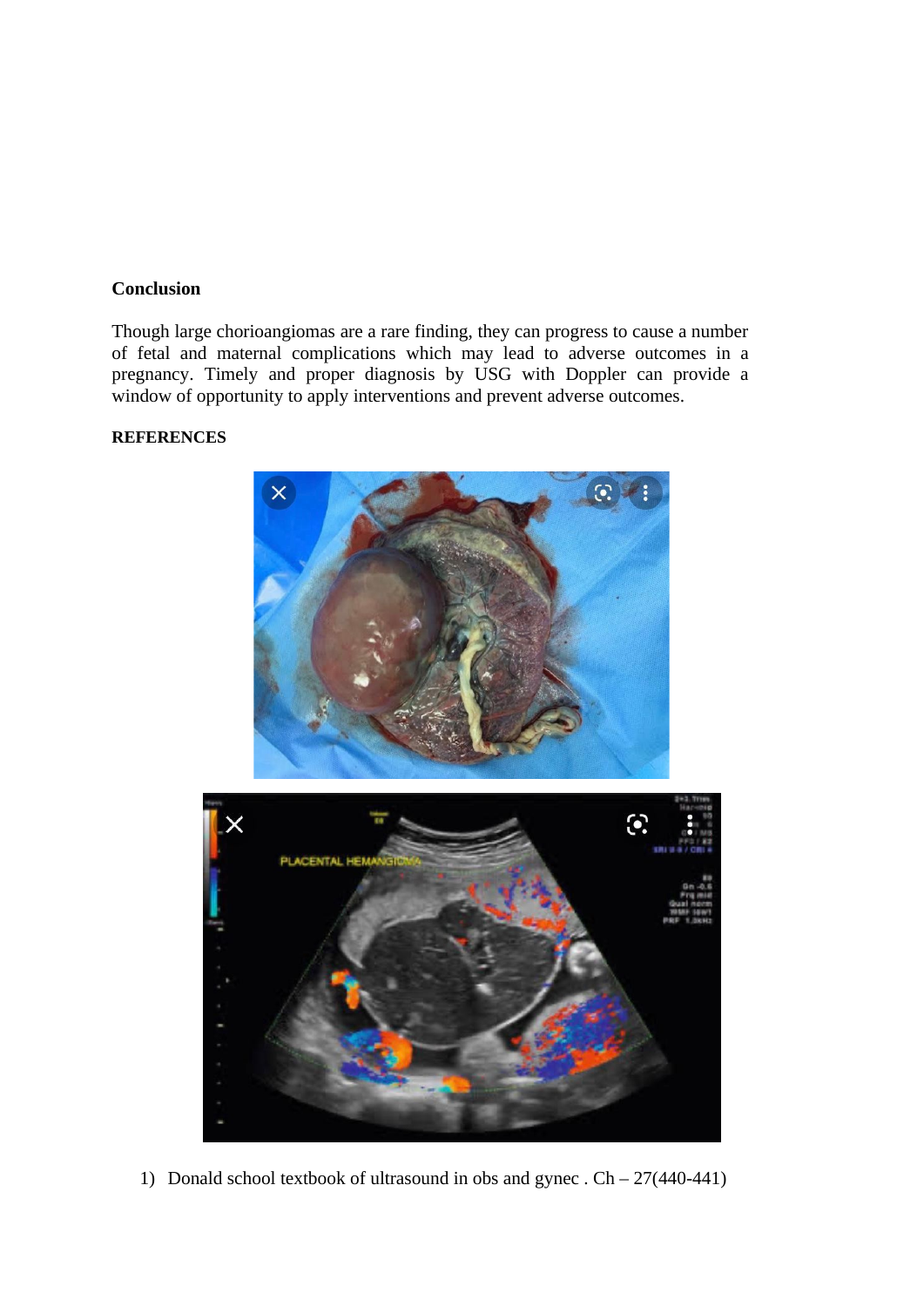## Conclusion

Though large chorioangiomas are a rare finding, they can progress to cause a number of fetal and maternal complications which may lead to adverse outcomes in a pregnancy. Timely and proper diagnosis by USG with Doppler can provide a window of opportunity to apply interventions and prevent adverse outcomes.

## REFERENCES

1) Donald school textbook of ultrasound in obs and gynec . Ch – 27(440-441)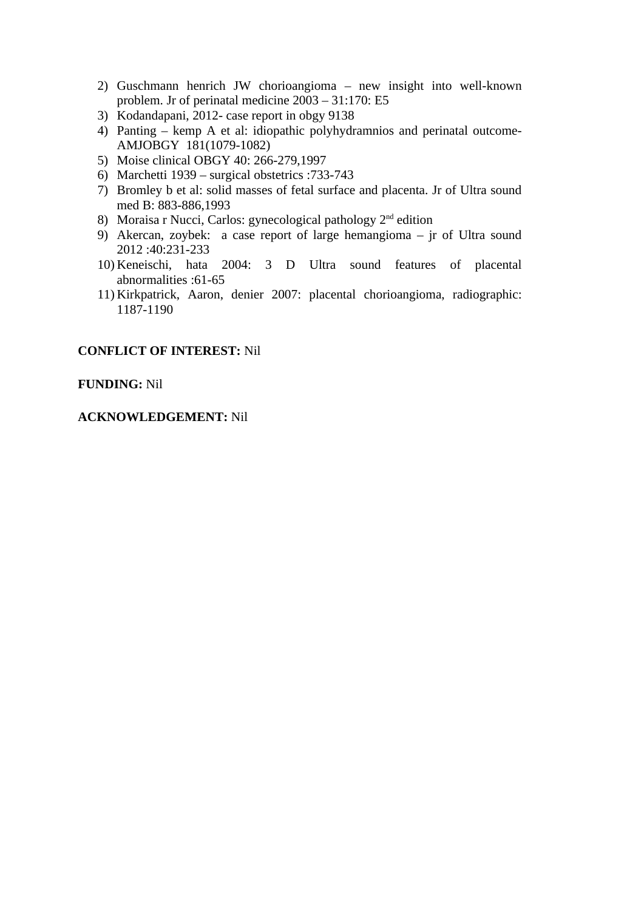2) Guschmann henrich JW chorioangioma – new insight into well-known problem. Jr of perinatal medicine 2003 – 31:170: E5
3) Kodandapani, 2012- case report in obgy 9138
4) Panting – kemp A et al: idiopathic polyhydramnios and perinatal outcome- AMJOBGY 181(1079-1082)
5) Moise clinical OBGY 40: 266-279,1997
6) Marchetti 1939 – surgical obstetrics :733-743
7) Bromley b et al: solid masses of fetal surface and placenta. Jr of Ultra sound med B: 883-886,1993
8) Moraisa r Nucci, Carlos: gynecological pathology 2nd edition
9) Akercan, zoybek: a case report of large hemangioma – jr of Ultra sound 2012 :40:231-233
10) Keneischi, hata 2004: 3 D Ultra sound features of placental abnormalities :61-65
11) Kirkpatrick, Aaron, denier 2007: placental chorioangioma, radiographic: 1187-1190

**CONFLICT OF INTEREST:** Nil

**FUNDING:** Nil

**ACKNOWLEDGEMENT:** Nil